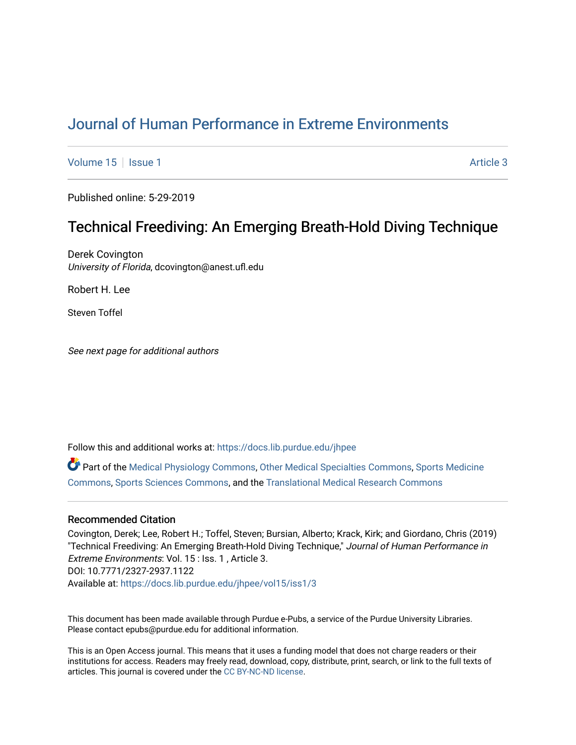# Journal of Human Performance in Extreme Environments

Volume 15 | Issue 1 Article 3

Published online: 5-29-2019

## Technical Freediving: An Emerging Breath-Hold Diving Technique

Derek Covington
*University of Florida*, dcovington@anest.ufl.edu

Robert H. Lee

Steven Toffel

*See next page for additional authors*

Follow this and additional works at: https://docs.lib.purdue.edu/jhpee

Part of the Medical Physiology Commons, Other Medical Specialties Commons, Sports Medicine Commons, Sports Sciences Commons, and the Translational Medical Research Commons

### Recommended Citation

Covington, Derek; Lee, Robert H.; Toffel, Steven; Bursian, Alberto; Krack, Kirk; and Giordano, Chris (2019) "Technical Freediving: An Emerging Breath-Hold Diving Technique," *Journal of Human Performance in Extreme Environments*: Vol. 15 : Iss. 1 , Article 3.
DOI: 10.7771/2327-2937.1122
Available at: https://docs.lib.purdue.edu/jhpee/vol15/iss1/3

This document has been made available through Purdue e-Pubs, a service of the Purdue University Libraries. Please contact epubs@purdue.edu for additional information.

This is an Open Access journal. This means that it uses a funding model that does not charge readers or their institutions for access. Readers may freely read, download, copy, distribute, print, search, or link to the full texts of articles. This journal is covered under the CC BY-NC-ND license.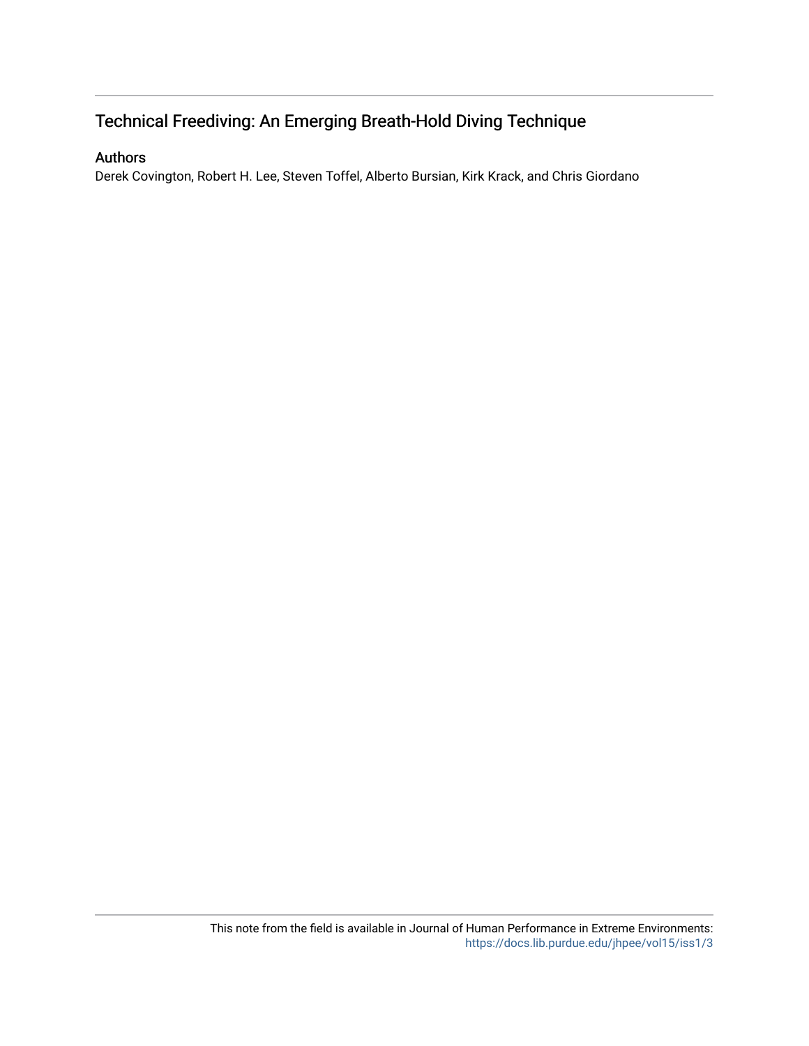# Technical Freediving: An Emerging Breath-Hold Diving Technique

## Authors

Derek Covington, Robert H. Lee, Steven Toffel, Alberto Bursian, Kirk Krack, and Chris Giordano

This note from the field is available in Journal of Human Performance in Extreme Environments: https://docs.lib.purdue.edu/jhpee/vol15/iss1/3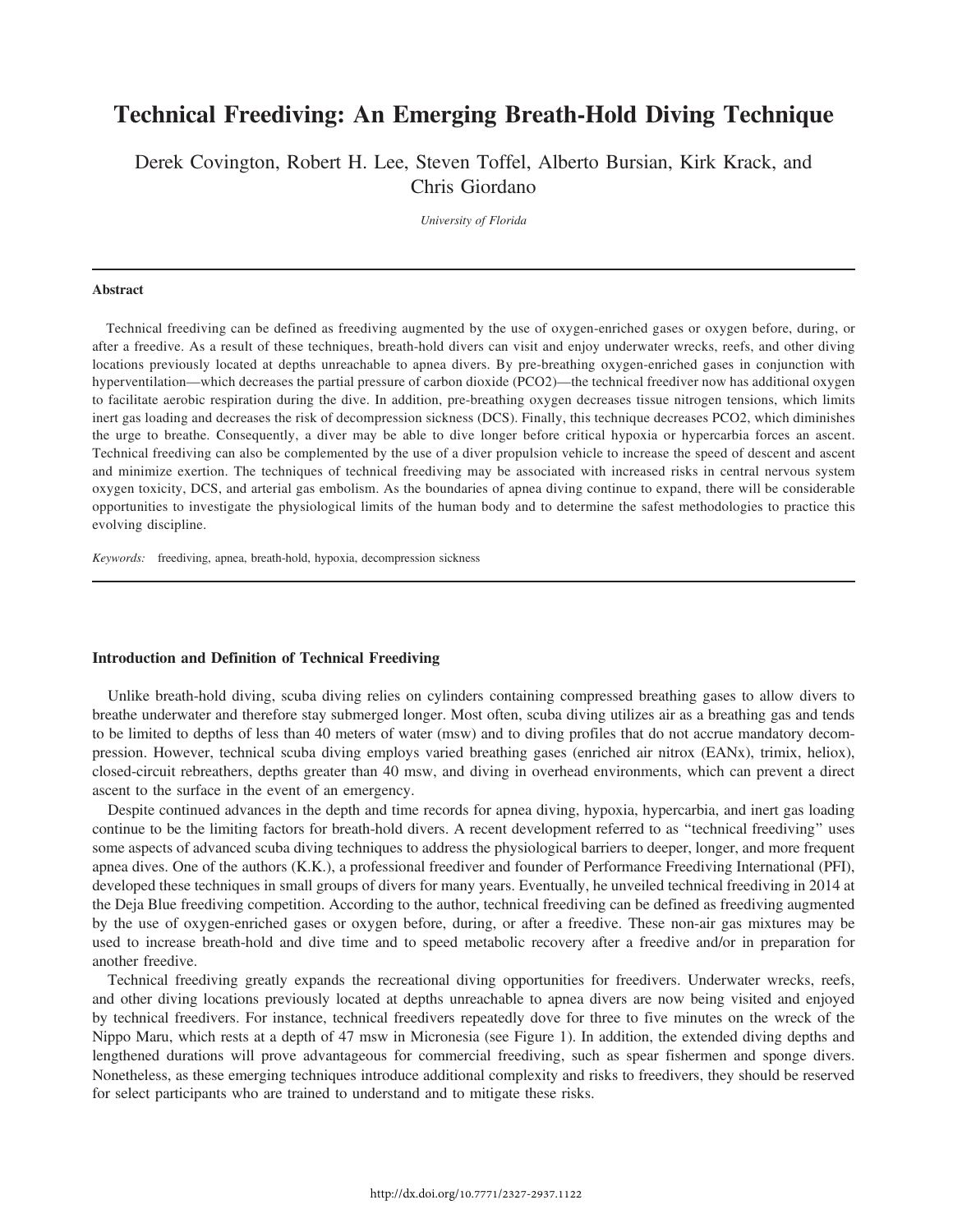# Technical Freediving: An Emerging Breath-Hold Diving Technique

Derek Covington, Robert H. Lee, Steven Toffel, Alberto Bursian, Kirk Krack, and Chris Giordano

*University of Florida*

### Abstract

Technical freediving can be defined as freediving augmented by the use of oxygen-enriched gases or oxygen before, during, or after a freedive. As a result of these techniques, breath-hold divers can visit and enjoy underwater wrecks, reefs, and other diving locations previously located at depths unreachable to apnea divers. By pre-breathing oxygen-enriched gases in conjunction with hyperventilation—which decreases the partial pressure of carbon dioxide (PCO2)—the technical freediver now has additional oxygen to facilitate aerobic respiration during the dive. In addition, pre-breathing oxygen decreases tissue nitrogen tensions, which limits inert gas loading and decreases the risk of decompression sickness (DCS). Finally, this technique decreases PCO2, which diminishes the urge to breathe. Consequently, a diver may be able to dive longer before critical hypoxia or hypercarbia forces an ascent. Technical freediving can also be complemented by the use of a diver propulsion vehicle to increase the speed of descent and ascent and minimize exertion. The techniques of technical freediving may be associated with increased risks in central nervous system oxygen toxicity, DCS, and arterial gas embolism. As the boundaries of apnea diving continue to expand, there will be considerable opportunities to investigate the physiological limits of the human body and to determine the safest methodologies to practice this evolving discipline.

*Keywords:* freediving, apnea, breath-hold, hypoxia, decompression sickness

### Introduction and Definition of Technical Freediving

Unlike breath-hold diving, scuba diving relies on cylinders containing compressed breathing gases to allow divers to breathe underwater and therefore stay submerged longer. Most often, scuba diving utilizes air as a breathing gas and tends to be limited to depths of less than 40 meters of water (msw) and to diving profiles that do not accrue mandatory decompression. However, technical scuba diving employs varied breathing gases (enriched air nitrox (EANx), trimix, heliox), closed-circuit rebreathers, depths greater than 40 msw, and diving in overhead environments, which can prevent a direct ascent to the surface in the event of an emergency.

Despite continued advances in the depth and time records for apnea diving, hypoxia, hypercarbia, and inert gas loading continue to be the limiting factors for breath-hold divers. A recent development referred to as "technical freediving" uses some aspects of advanced scuba diving techniques to address the physiological barriers to deeper, longer, and more frequent apnea dives. One of the authors (K.K.), a professional freediver and founder of Performance Freediving International (PFI), developed these techniques in small groups of divers for many years. Eventually, he unveiled technical freediving in 2014 at the Deja Blue freediving competition. According to the author, technical freediving can be defined as freediving augmented by the use of oxygen-enriched gases or oxygen before, during, or after a freedive. These non-air gas mixtures may be used to increase breath-hold and dive time and to speed metabolic recovery after a freedive and/or in preparation for another freedive.

Technical freediving greatly expands the recreational diving opportunities for freedivers. Underwater wrecks, reefs, and other diving locations previously located at depths unreachable to apnea divers are now being visited and enjoyed by technical freedivers. For instance, technical freedivers repeatedly dove for three to five minutes on the wreck of the Nippo Maru, which rests at a depth of 47 msw in Micronesia (see Figure 1). In addition, the extended diving depths and lengthened durations will prove advantageous for commercial freediving, such as spear fishermen and sponge divers. Nonetheless, as these emerging techniques introduce additional complexity and risks to freedivers, they should be reserved for select participants who are trained to understand and to mitigate these risks.

http://dx.doi.org/10.7771/2327-2937.1122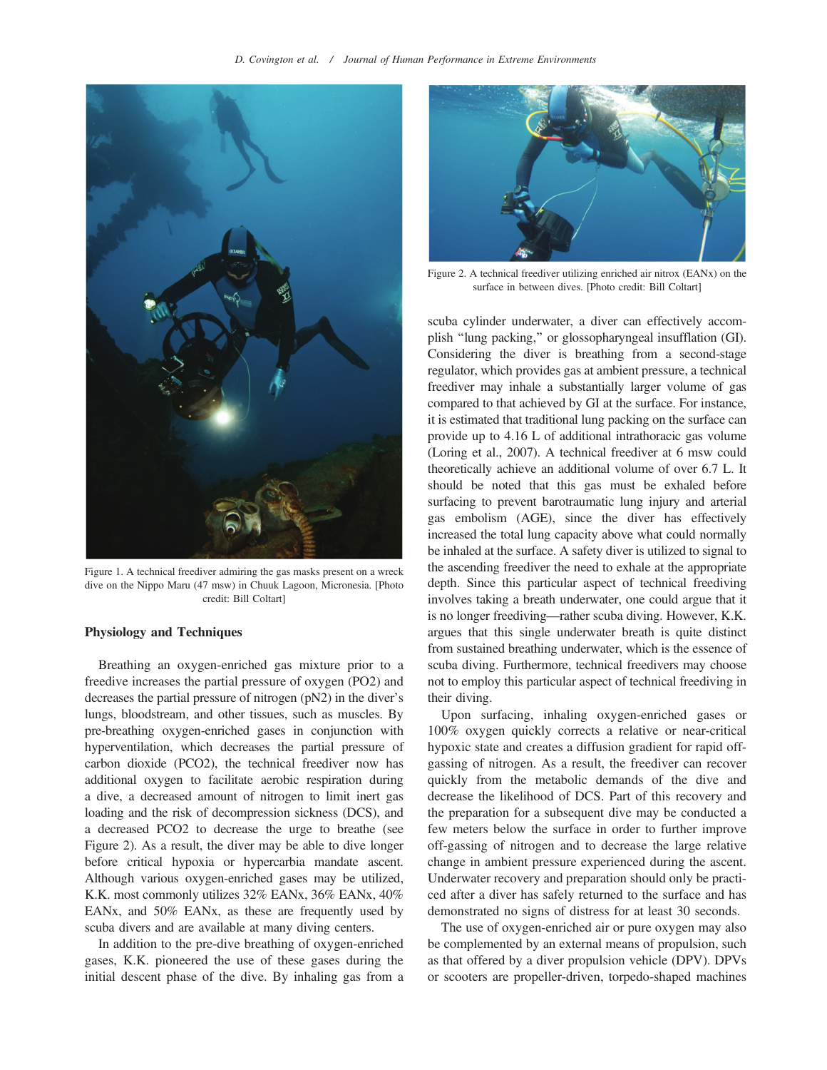Figure 1. A technical freediver admiring the gas masks present on a wreck dive on the Nippo Maru (47 msw) in Chuuk Lagoon, Micronesia. [Photo credit: Bill Coltart]

Figure 2. A technical freediver utilizing enriched air nitrox (EANx) on the surface in between dives. [Photo credit: Bill Coltart]

## Physiology and Techniques

Breathing an oxygen-enriched gas mixture prior to a freedive increases the partial pressure of oxygen (PO2) and decreases the partial pressure of nitrogen (pN2) in the diver's lungs, bloodstream, and other tissues, such as muscles. By pre-breathing oxygen-enriched gases in conjunction with hyperventilation, which decreases the partial pressure of carbon dioxide (PCO2), the technical freediver now has additional oxygen to facilitate aerobic respiration during a dive, a decreased amount of nitrogen to limit inert gas loading and the risk of decompression sickness (DCS), and a decreased PCO2 to decrease the urge to breathe (see Figure 2). As a result, the diver may be able to dive longer before critical hypoxia or hypercarbia mandate ascent. Although various oxygen-enriched gases may be utilized, K.K. most commonly utilizes 32% EANx, 36% EANx, 40% EANx, and 50% EANx, as these are frequently used by scuba divers and are available at many diving centers.

In addition to the pre-dive breathing of oxygen-enriched gases, K.K. pioneered the use of these gases during the initial descent phase of the dive. By inhaling gas from a scuba cylinder underwater, a diver can effectively accomplish "lung packing," or glossopharyngeal insufflation (GI). Considering the diver is breathing from a second-stage regulator, which provides gas at ambient pressure, a technical freediver may inhale a substantially larger volume of gas compared to that achieved by GI at the surface. For instance, it is estimated that traditional lung packing on the surface can provide up to 4.16 L of additional intrathoracic gas volume (Loring et al., 2007). A technical freediver at 6 msw could theoretically achieve an additional volume of over 6.7 L. It should be noted that this gas must be exhaled before surfacing to prevent barotraumatic lung injury and arterial gas embolism (AGE), since the diver has effectively increased the total lung capacity above what could normally be inhaled at the surface. A safety diver is utilized to signal to the ascending freediver the need to exhale at the appropriate depth. Since this particular aspect of technical freediving involves taking a breath underwater, one could argue that it is no longer freediving—rather scuba diving. However, K.K. argues that this single underwater breath is quite distinct from sustained breathing underwater, which is the essence of scuba diving. Furthermore, technical freedivers may choose not to employ this particular aspect of technical freediving in their diving.

Upon surfacing, inhaling oxygen-enriched gases or 100% oxygen quickly corrects a relative or near-critical hypoxic state and creates a diffusion gradient for rapid off-gassing of nitrogen. As a result, the freediver can recover quickly from the metabolic demands of the dive and decrease the likelihood of DCS. Part of this recovery and the preparation for a subsequent dive may be conducted a few meters below the surface in order to further improve off-gassing of nitrogen and to decrease the large relative change in ambient pressure experienced during the ascent. Underwater recovery and preparation should only be practiced after a diver has safely returned to the surface and has demonstrated no signs of distress for at least 30 seconds.

The use of oxygen-enriched air or pure oxygen may also be complemented by an external means of propulsion, such as that offered by a diver propulsion vehicle (DPV). DPVs or scooters are propeller-driven, torpedo-shaped machines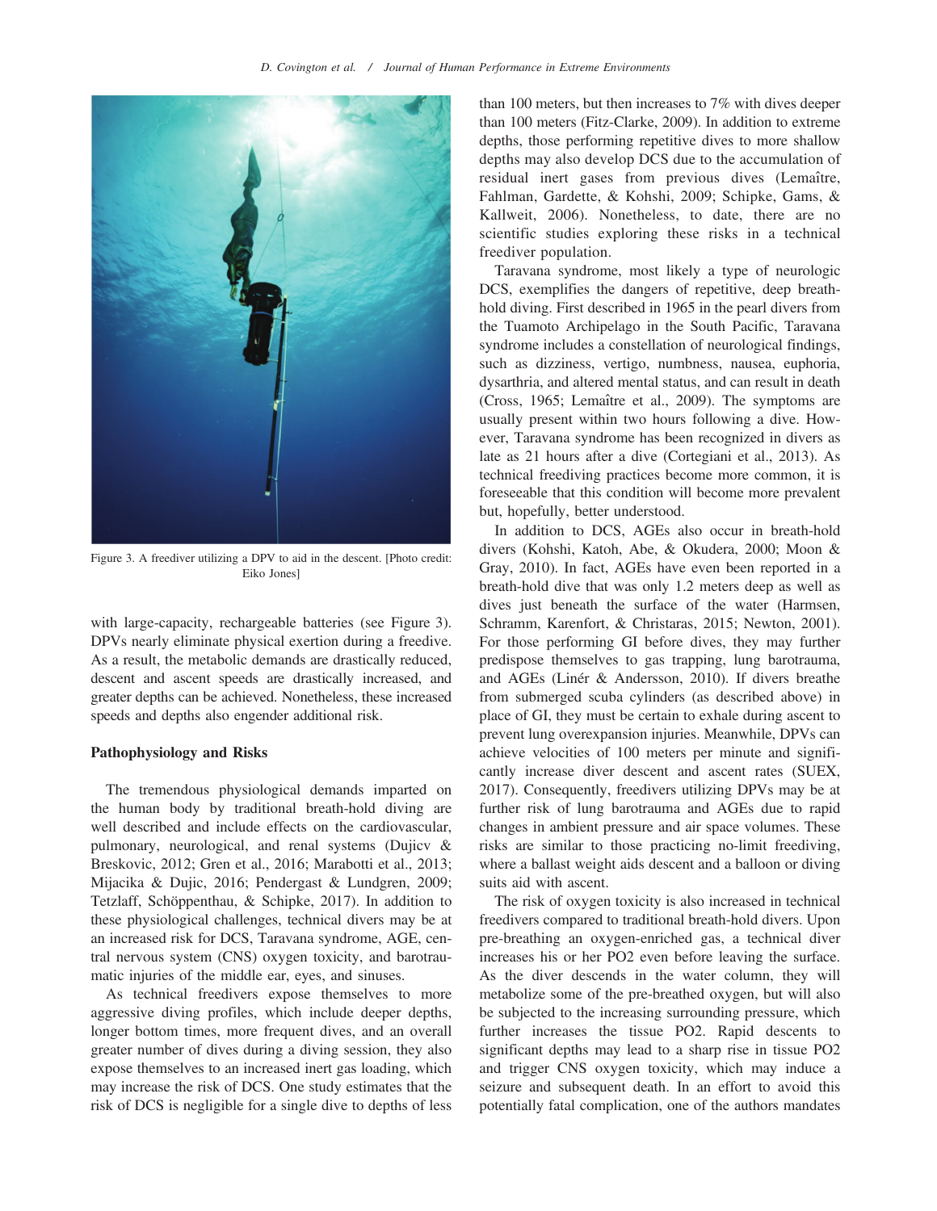Figure 3. A freediver utilizing a DPV to aid in the descent. [Photo credit: Eiko Jones]

with large-capacity, rechargeable batteries (see Figure 3). DPVs nearly eliminate physical exertion during a freedive. As a result, the metabolic demands are drastically reduced, descent and ascent speeds are drastically increased, and greater depths can be achieved. Nonetheless, these increased speeds and depths also engender additional risk.

**Pathophysiology and Risks**

The tremendous physiological demands imparted on the human body by traditional breath-hold diving are well described and include effects on the cardiovascular, pulmonary, neurological, and renal systems (Dujicv & Breskovic, 2012; Gren et al., 2016; Marabotti et al., 2013; Mijacika & Dujic, 2016; Pendergast & Lundgren, 2009; Tetzlaff, Schöppenthau, & Schipke, 2017). In addition to these physiological challenges, technical divers may be at an increased risk for DCS, Taravana syndrome, AGE, central nervous system (CNS) oxygen toxicity, and barotraumatic injuries of the middle ear, eyes, and sinuses.

As technical freedivers expose themselves to more aggressive diving profiles, which include deeper depths, longer bottom times, more frequent dives, and an overall greater number of dives during a diving session, they also expose themselves to an increased inert gas loading, which may increase the risk of DCS. One study estimates that the risk of DCS is negligible for a single dive to depths of less than 100 meters, but then increases to 7% with dives deeper than 100 meters (Fitz-Clarke, 2009). In addition to extreme depths, those performing repetitive dives to more shallow depths may also develop DCS due to the accumulation of residual inert gases from previous dives (Lemaître, Fahlman, Gardette, & Kohshi, 2009; Schipke, Gams, & Kallweit, 2006). Nonetheless, to date, there are no scientific studies exploring these risks in a technical freediver population.

Taravana syndrome, most likely a type of neurologic DCS, exemplifies the dangers of repetitive, deep breath-hold diving. First described in 1965 in the pearl divers from the Tuamoto Archipelago in the South Pacific, Taravana syndrome includes a constellation of neurological findings, such as dizziness, vertigo, numbness, nausea, euphoria, dysarthria, and altered mental status, and can result in death (Cross, 1965; Lemaître et al., 2009). The symptoms are usually present within two hours following a dive. However, Taravana syndrome has been recognized in divers as late as 21 hours after a dive (Cortegiani et al., 2013). As technical freediving practices become more common, it is foreseeable that this condition will become more prevalent but, hopefully, better understood.

In addition to DCS, AGEs also occur in breath-hold divers (Kohshi, Katoh, Abe, & Okudera, 2000; Moon & Gray, 2010). In fact, AGEs have even been reported in a breath-hold dive that was only 1.2 meters deep as well as dives just beneath the surface of the water (Harmsen, Schramm, Karenfort, & Christaras, 2015; Newton, 2001). For those performing GI before dives, they may further predispose themselves to gas trapping, lung barotrauma, and AGEs (Linér & Andersson, 2010). If divers breathe from submerged scuba cylinders (as described above) in place of GI, they must be certain to exhale during ascent to prevent lung overexpansion injuries. Meanwhile, DPVs can achieve velocities of 100 meters per minute and significantly increase diver descent and ascent rates (SUEX, 2017). Consequently, freedivers utilizing DPVs may be at further risk of lung barotrauma and AGEs due to rapid changes in ambient pressure and air space volumes. These risks are similar to those practicing no-limit freediving, where a ballast weight aids descent and a balloon or diving suits aid with ascent.

The risk of oxygen toxicity is also increased in technical freedivers compared to traditional breath-hold divers. Upon pre-breathing an oxygen-enriched gas, a technical diver increases his or her $PO_2$ even before leaving the surface. As the diver descends in the water column, they will metabolize some of the pre-breathed oxygen, but will also be subjected to the increasing surrounding pressure, which further increases the tissue $PO_2$. Rapid descents to significant depths may lead to a sharp rise in tissue $PO_2$ and trigger CNS oxygen toxicity, which may induce a seizure and subsequent death. In an effort to avoid this potentially fatal complication, one of the authors mandates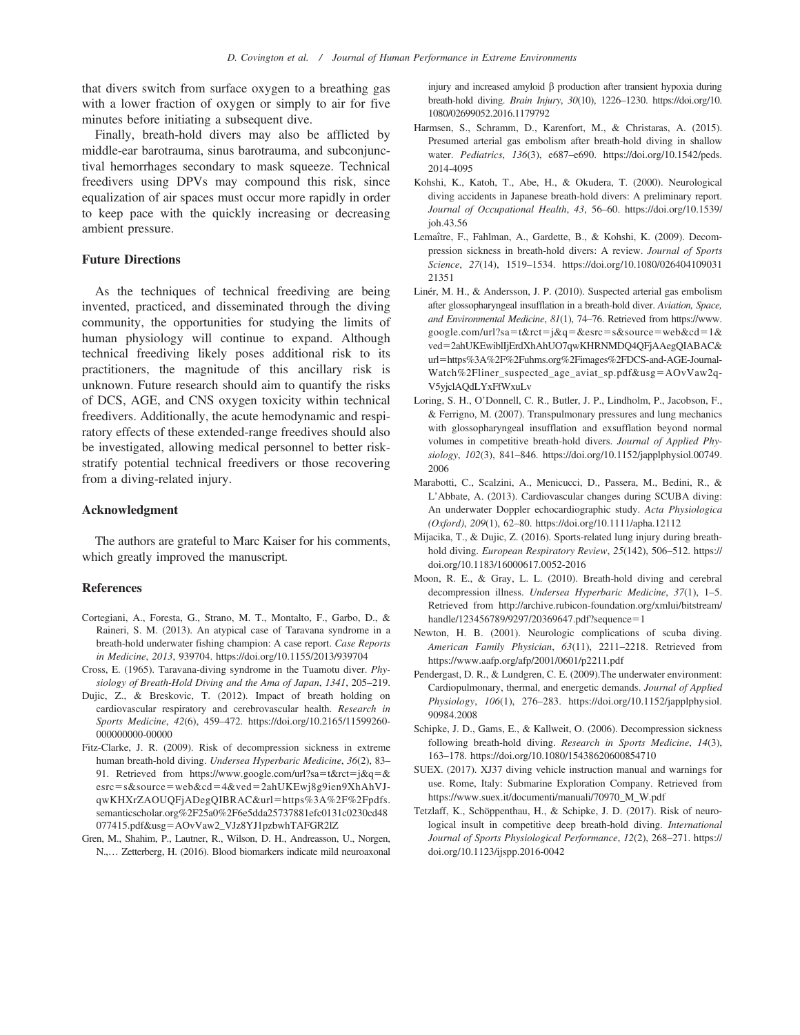that divers switch from surface oxygen to a breathing gas with a lower fraction of oxygen or simply to air for five minutes before initiating a subsequent dive.

Finally, breath-hold divers may also be afflicted by middle-ear barotrauma, sinus barotrauma, and subconjunctival hemorrhages secondary to mask squeeze. Technical freedivers using DPVs may compound this risk, since equalization of air spaces must occur more rapidly in order to keep pace with the quickly increasing or decreasing ambient pressure.

## Future Directions

As the techniques of technical freediving are being invented, practiced, and disseminated through the diving community, the opportunities for studying the limits of human physiology will continue to expand. Although technical freediving likely poses additional risk to its practitioners, the magnitude of this ancillary risk is unknown. Future research should aim to quantify the risks of DCS, AGE, and CNS oxygen toxicity within technical freedivers. Additionally, the acute hemodynamic and respiratory effects of these extended-range freedives should also be investigated, allowing medical personnel to better risk-stratify potential technical freedivers or those recovering from a diving-related injury.

## Acknowledgment

The authors are grateful to Marc Kaiser for his comments, which greatly improved the manuscript.

## References

Cortegiani, A., Foresta, G., Strano, M. T., Montalto, F., Garbo, D., & Raineri, S. M. (2013). An atypical case of Taravana syndrome in a breath-hold underwater fishing champion: A case report. *Case Reports in Medicine*, *2013*, 939704. https://doi.org/10.1155/2013/939704

Cross, E. (1965). Taravana-diving syndrome in the Tuamotu diver. *Physiology of Breath-Hold Diving and the Ama of Japan*, *1341*, 205–219.

Dujic, Z., & Breskovic, T. (2012). Impact of breath holding on cardiovascular respiratory and cerebrovascular health. *Research in Sports Medicine*, *42*(6), 459–472. https://doi.org/10.2165/11599260-000000000-00000

Fitz-Clarke, J. R. (2009). Risk of decompression sickness in extreme human breath-hold diving. *Undersea Hyperbaric Medicine*, *36*(2), 83–91. Retrieved from https://www.google.com/url?sa=t&rct=j&q=&esrc=s&source=web&cd=4&ved=2ahUKEwj8g9ien9XhAhVJ-qwKHXrZAOUQFjADegQIBRAC&url=https%3A%2F%2Fpdfs.semanticscholar.org%2F25a0%2F6e5dda25737881efc0131c0230cd48077415.pdf&usg=AOvVaw2_VJz8YJ1pzbwhTAFGR2lZ

Gren, M., Shahim, P., Lautner, R., Wilson, D. H., Andreasson, U., Norgen, N.,… Zetterberg, H. (2016). Blood biomarkers indicate mild neuroaxonal injury and increased amyloid β production after transient hypoxia during breath-hold diving. *Brain Injury*, *30*(10), 1226–1230. https://doi.org/10.1080/02699052.2016.1179792

Harmsen, S., Schramm, D., Karenfort, M., & Christaras, A. (2015). Presumed arterial gas embolism after breath-hold diving in shallow water. *Pediatrics*, *136*(3), e687–e690. https://doi.org/10.1542/peds.2014-4095

Kohshi, K., Katoh, T., Abe, H., & Okudera, T. (2000). Neurological diving accidents in Japanese breath-hold divers: A preliminary report. *Journal of Occupational Health*, *43*, 56–60. https://doi.org/10.1539/joh.43.56

Lemaître, F., Fahlman, A., Gardette, B., & Kohshi, K. (2009). Decompression sickness in breath-hold divers: A review. *Journal of Sports Science*, *27*(14), 1519–1534. https://doi.org/10.1080/02640410903121351

Linér, M. H., & Andersson, J. P. (2010). Suspected arterial gas embolism after glossopharyngeal insufflation in a breath-hold diver. *Aviation, Space, and Environmental Medicine*, *81*(1), 74–76. Retrieved from https://www.google.com/url?sa=t&rct=j&q=&esrc=s&source=web&cd=1&ved=2ahUKEwiblIjErdXhAhUO7qwKHRNMDQ4QFjAAegQIABAC&url=https%3A%2F%2Fuhms.org%2Fimages%2FDCS-and-AGE-Journal-Watch%2Fliner_suspected_age_aviat_sp.pdf&usg=AOvVaw2q-V5yjclAQdLYxFfWxuLv

Loring, S. H., O'Donnell, C. R., Butler, J. P., Lindholm, P., Jacobson, F., & Ferrigno, M. (2007). Transpulmonary pressures and lung mechanics with glossopharyngeal insufflation and exsufflation beyond normal volumes in competitive breath-hold divers. *Journal of Applied Physiology*, *102*(3), 841–846. https://doi.org/10.1152/japplphysiol.00749.2006

Marabotti, C., Scalzini, A., Menicucci, D., Passera, M., Bedini, R., & L'Abbate, A. (2013). Cardiovascular changes during SCUBA diving: An underwater Doppler echocardiographic study. *Acta Physiologica (Oxford)*, *209*(1), 62–80. https://doi.org/10.1111/apha.12112

Mijacika, T., & Dujic, Z. (2016). Sports-related lung injury during breath-hold diving. *European Respiratory Review*, *25*(142), 506–512. https://doi.org/10.1183/16000617.0052-2016

Moon, R. E., & Gray, L. L. (2010). Breath-hold diving and cerebral decompression illness. *Undersea Hyperbaric Medicine*, *37*(1), 1–5. Retrieved from http://archive.rubicon-foundation.org/xmlui/bitstream/handle/123456789/9297/20369647.pdf?sequence=1

Newton, H. B. (2001). Neurologic complications of scuba diving. *American Family Physician*, *63*(11), 2211–2218. Retrieved from https://www.aafp.org/afp/2001/0601/p2211.pdf

Pendergast, D. R., & Lundgren, C. E. (2009).The underwater environment: Cardiopulmonary, thermal, and energetic demands. *Journal of Applied Physiology*, *106*(1), 276–283. https://doi.org/10.1152/japplphysiol.90984.2008

Schipke, J. D., Gams, E., & Kallweit, O. (2006). Decompression sickness following breath-hold diving. *Research in Sports Medicine*, *14*(3), 163–178. https://doi.org/10.1080/15438620600854710

SUEX. (2017). XJ37 diving vehicle instruction manual and warnings for use. Rome, Italy: Submarine Exploration Company. Retrieved from https://www.suex.it/documenti/manuali/70970_M_W.pdf

Tetzlaff, K., Schöppenthau, H., & Schipke, J. D. (2017). Risk of neurological insult in competitive deep breath-hold diving. *International Journal of Sports Physiological Performance*, *12*(2), 268–271. https://doi.org/10.1123/ijspp.2016-0042